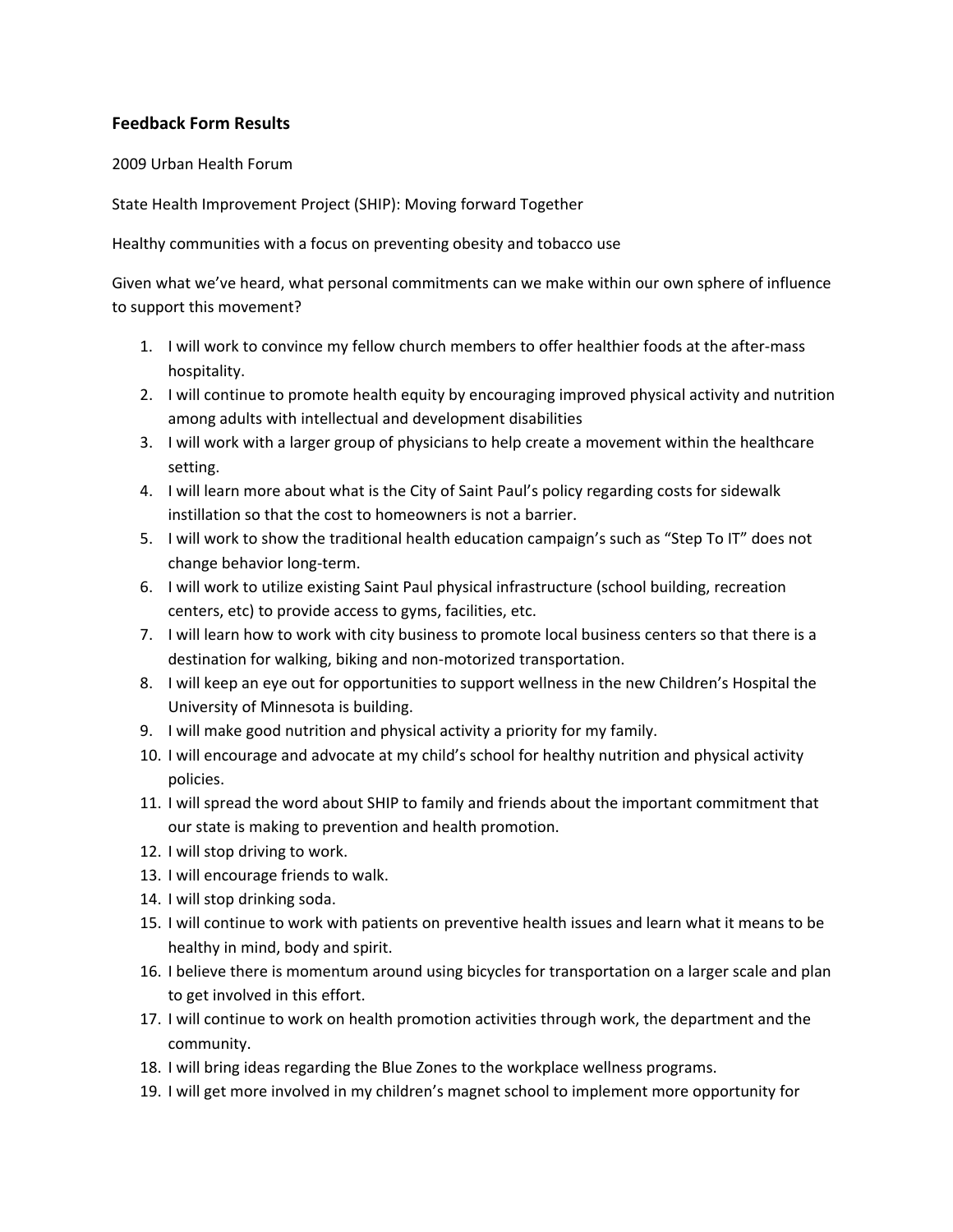## Feedback Form Results

2009 Urban Health Forum

State Health Improvement Project (SHIP): Moving forward Together

Healthy communities with a focus on preventing obesity and tobacco use

Given what we've heard, what personal commitments can we make within our own sphere of influence to support this movement?

1. I will work to convince my fellow church members to offer healthier foods at the after-mass hospitality.
2. I will continue to promote health equity by encouraging improved physical activity and nutrition among adults with intellectual and development disabilities
3. I will work with a larger group of physicians to help create a movement within the healthcare setting.
4. I will learn more about what is the City of Saint Paul's policy regarding costs for sidewalk instillation so that the cost to homeowners is not a barrier.
5. I will work to show the traditional health education campaign's such as "Step To IT" does not change behavior long-term.
6. I will work to utilize existing Saint Paul physical infrastructure (school building, recreation centers, etc) to provide access to gyms, facilities, etc.
7. I will learn how to work with city business to promote local business centers so that there is a destination for walking, biking and non-motorized transportation.
8. I will keep an eye out for opportunities to support wellness in the new Children's Hospital the University of Minnesota is building.
9. I will make good nutrition and physical activity a priority for my family.
10. I will encourage and advocate at my child's school for healthy nutrition and physical activity policies.
11. I will spread the word about SHIP to family and friends about the important commitment that our state is making to prevention and health promotion.
12. I will stop driving to work.
13. I will encourage friends to walk.
14. I will stop drinking soda.
15. I will continue to work with patients on preventive health issues and learn what it means to be healthy in mind, body and spirit.
16. I believe there is momentum around using bicycles for transportation on a larger scale and plan to get involved in this effort.
17. I will continue to work on health promotion activities through work, the department and the community.
18. I will bring ideas regarding the Blue Zones to the workplace wellness programs.
19. I will get more involved in my children's magnet school to implement more opportunity for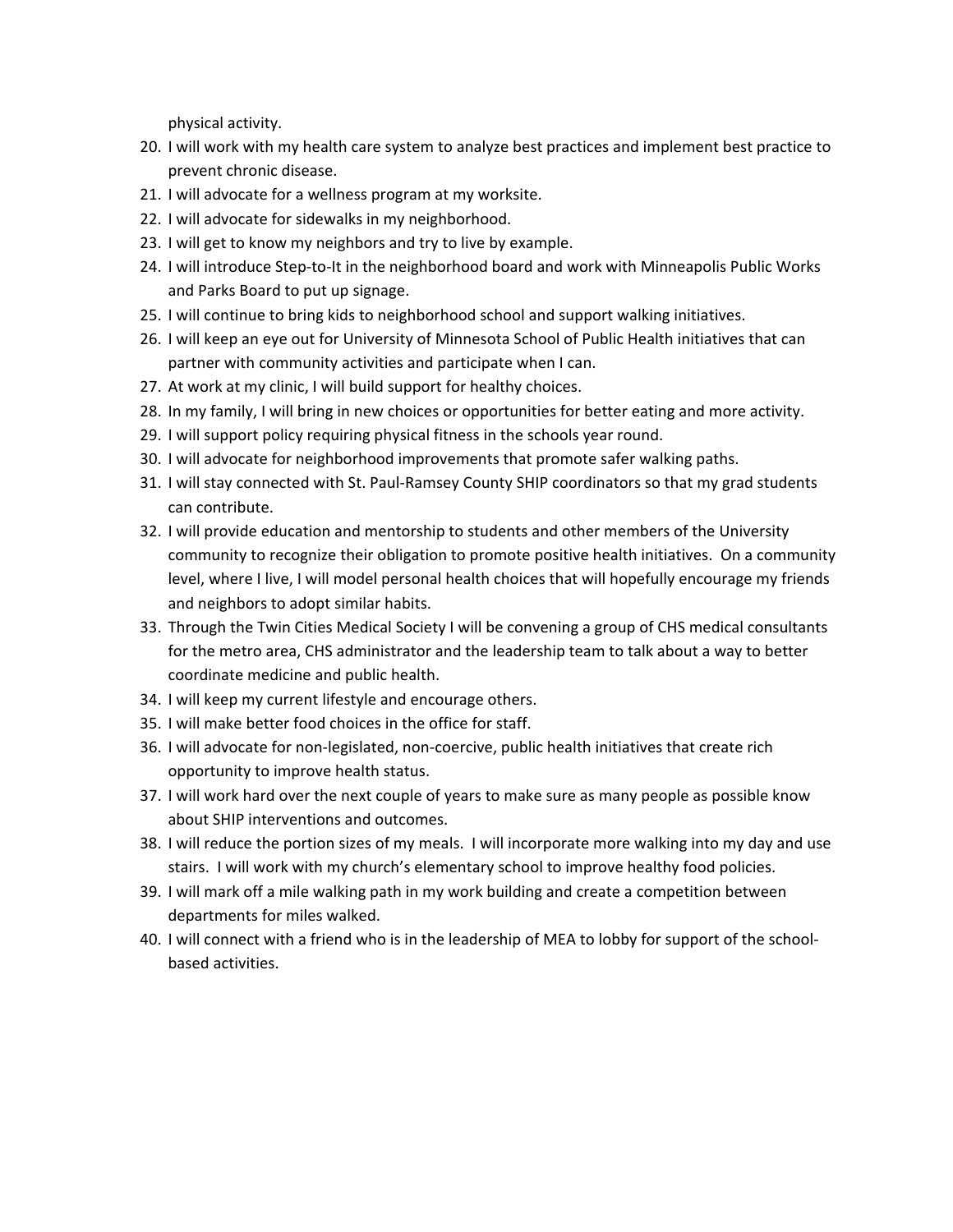physical activity.

20. I will work with my health care system to analyze best practices and implement best practice to prevent chronic disease.
21. I will advocate for a wellness program at my worksite.
22. I will advocate for sidewalks in my neighborhood.
23. I will get to know my neighbors and try to live by example.
24. I will introduce Step-to-It in the neighborhood board and work with Minneapolis Public Works and Parks Board to put up signage.
25. I will continue to bring kids to neighborhood school and support walking initiatives.
26. I will keep an eye out for University of Minnesota School of Public Health initiatives that can partner with community activities and participate when I can.
27. At work at my clinic, I will build support for healthy choices.
28. In my family, I will bring in new choices or opportunities for better eating and more activity.
29. I will support policy requiring physical fitness in the schools year round.
30. I will advocate for neighborhood improvements that promote safer walking paths.
31. I will stay connected with St. Paul-Ramsey County SHIP coordinators so that my grad students can contribute.
32. I will provide education and mentorship to students and other members of the University community to recognize their obligation to promote positive health initiatives. On a community level, where I live, I will model personal health choices that will hopefully encourage my friends and neighbors to adopt similar habits.
33. Through the Twin Cities Medical Society I will be convening a group of CHS medical consultants for the metro area, CHS administrator and the leadership team to talk about a way to better coordinate medicine and public health.
34. I will keep my current lifestyle and encourage others.
35. I will make better food choices in the office for staff.
36. I will advocate for non-legislated, non-coercive, public health initiatives that create rich opportunity to improve health status.
37. I will work hard over the next couple of years to make sure as many people as possible know about SHIP interventions and outcomes.
38. I will reduce the portion sizes of my meals. I will incorporate more walking into my day and use stairs. I will work with my church's elementary school to improve healthy food policies.
39. I will mark off a mile walking path in my work building and create a competition between departments for miles walked.
40. I will connect with a friend who is in the leadership of MEA to lobby for support of the school-based activities.